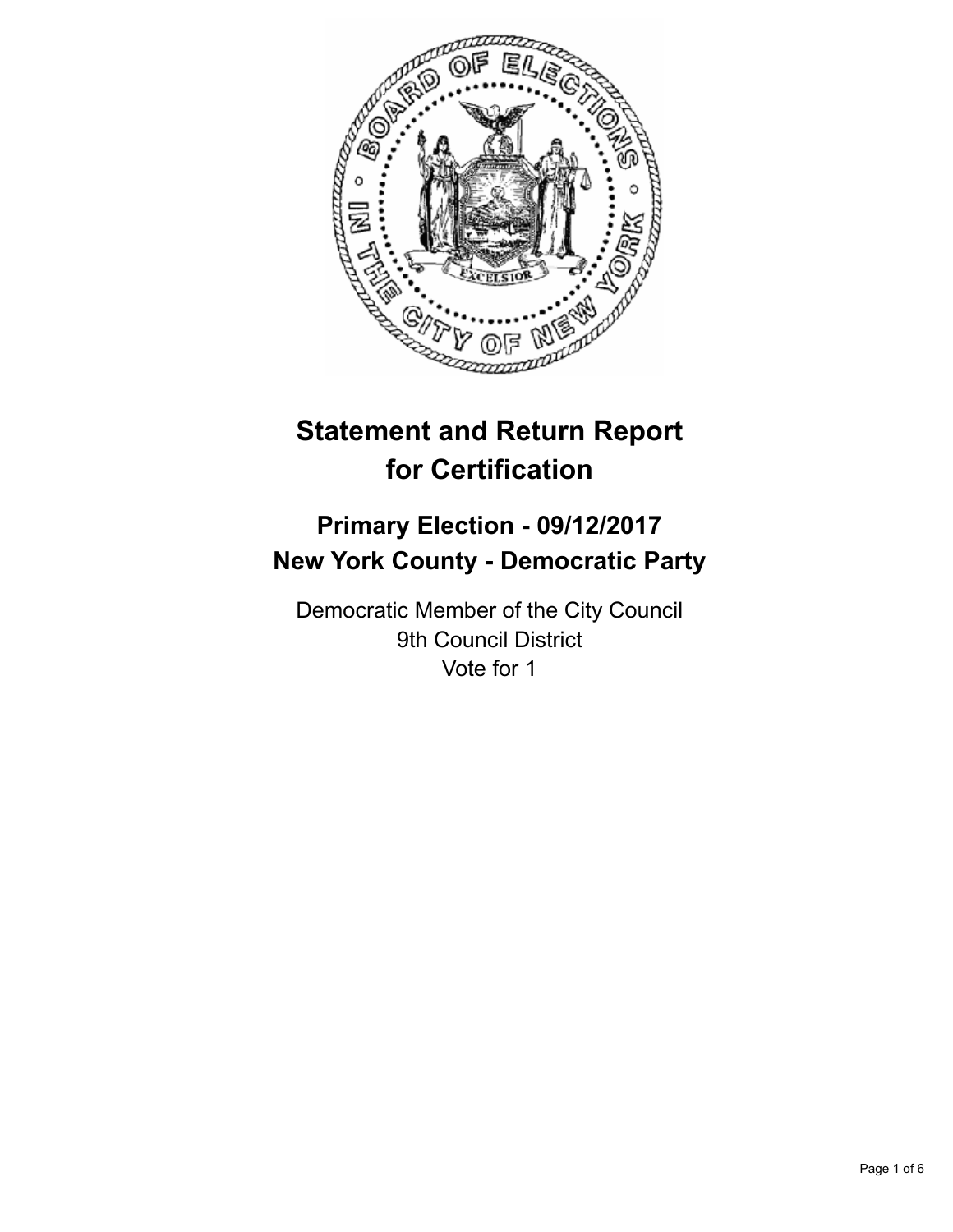# Statement and Return Report for Certification

## Primary Election - 09/12/2017
## New York County - Democratic Party

Democratic Member of the City Council
9th Council District
Vote for 1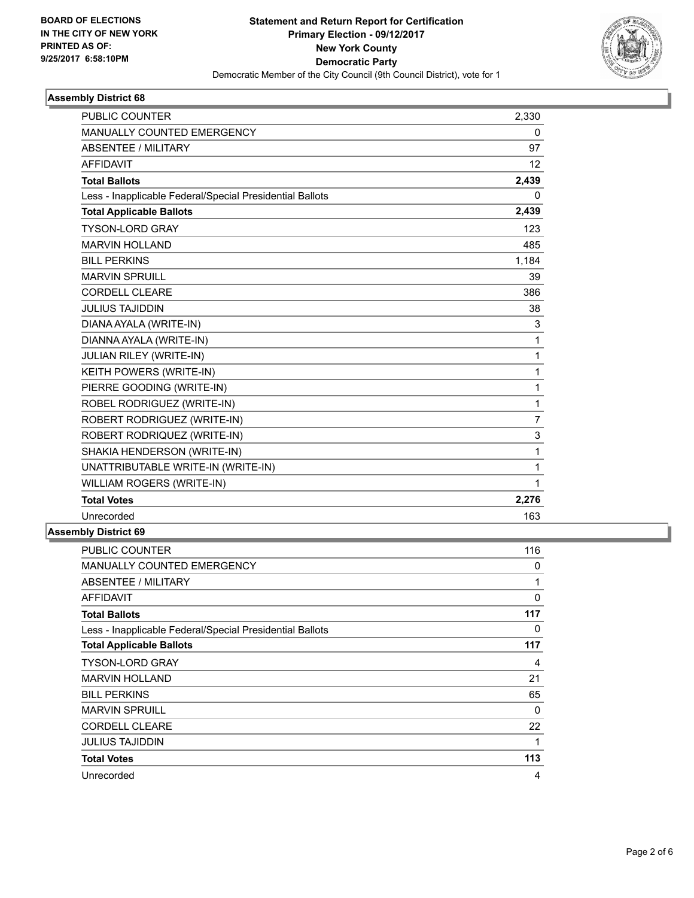**BOARD OF ELECTIONS IN THE CITY OF NEW YORK PRINTED AS OF: 9/25/2017 6:58:10PM**

**Statement and Return Report for Certification**
**Primary Election - 09/12/2017**
**New York County**
**Democratic Party**
Democratic Member of the City Council (9th Council District), vote for 1

### Assembly District 68

| | |
|---|---|
| PUBLIC COUNTER | 2,330 |
| MANUALLY COUNTED EMERGENCY | 0 |
| ABSENTEE / MILITARY | 97 |
| AFFIDAVIT | 12 |
| **Total Ballots** | **2,439** |
| Less - Inapplicable Federal/Special Presidential Ballots | 0 |
| **Total Applicable Ballots** | **2,439** |
| TYSON-LORD GRAY | 123 |
| MARVIN HOLLAND | 485 |
| BILL PERKINS | 1,184 |
| MARVIN SPRUILL | 39 |
| CORDELL CLEARE | 386 |
| JULIUS TAJIDDIN | 38 |
| DIANA AYALA (WRITE-IN) | 3 |
| DIANNA AYALA (WRITE-IN) | 1 |
| JULIAN RILEY (WRITE-IN) | 1 |
| KEITH POWERS (WRITE-IN) | 1 |
| PIERRE GOODING (WRITE-IN) | 1 |
| ROBEL RODRIGUEZ (WRITE-IN) | 1 |
| ROBERT RODRIGUEZ (WRITE-IN) | 7 |
| ROBERT RODRIQUEZ (WRITE-IN) | 3 |
| SHAKIA HENDERSON (WRITE-IN) | 1 |
| UNATTRIBUTABLE WRITE-IN (WRITE-IN) | 1 |
| WILLIAM ROGERS (WRITE-IN) | 1 |
| **Total Votes** | **2,276** |
| Unrecorded | 163 |

### Assembly District 69

| | |
|---|---|
| PUBLIC COUNTER | 116 |
| MANUALLY COUNTED EMERGENCY | 0 |
| ABSENTEE / MILITARY | 1 |
| AFFIDAVIT | 0 |
| **Total Ballots** | **117** |
| Less - Inapplicable Federal/Special Presidential Ballots | 0 |
| **Total Applicable Ballots** | **117** |
| TYSON-LORD GRAY | 4 |
| MARVIN HOLLAND | 21 |
| BILL PERKINS | 65 |
| MARVIN SPRUILL | 0 |
| CORDELL CLEARE | 22 |
| JULIUS TAJIDDIN | 1 |
| **Total Votes** | **113** |
| Unrecorded | 4 |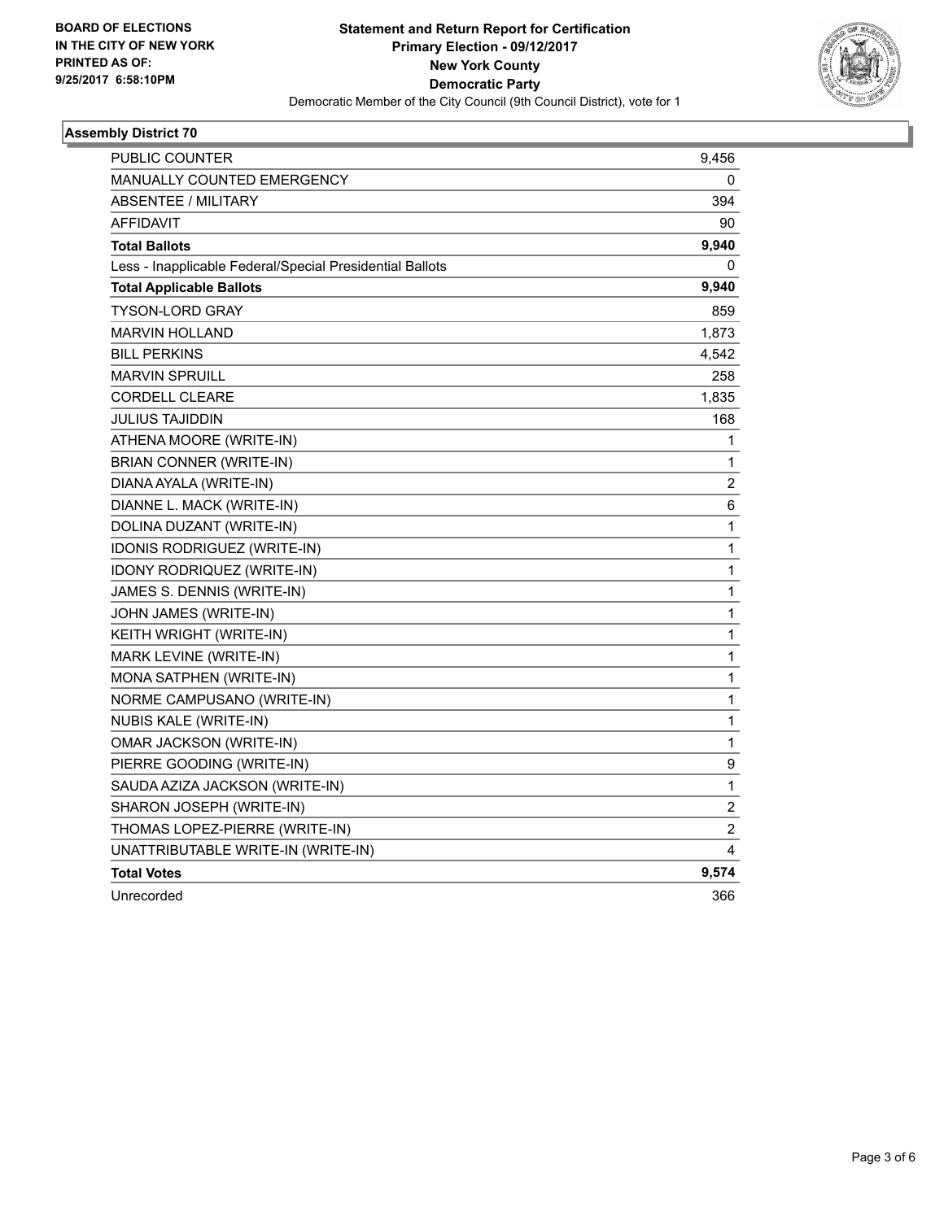BOARD OF ELECTIONS
IN THE CITY OF NEW YORK
PRINTED AS OF:
9/25/2017 6:58:10PM

**Statement and Return Report for Certification**
**Primary Election - 09/12/2017**
**New York County**
**Democratic Party**
Democratic Member of the City Council (9th Council District), vote for 1

### Assembly District 70

| | |
|---|---|
| PUBLIC COUNTER | 9,456 |
| MANUALLY COUNTED EMERGENCY | 0 |
| ABSENTEE / MILITARY | 394 |
| AFFIDAVIT | 90 |
| **Total Ballots** | **9,940** |
| Less - Inapplicable Federal/Special Presidential Ballots | 0 |
| **Total Applicable Ballots** | **9,940** |
| TYSON-LORD GRAY | 859 |
| MARVIN HOLLAND | 1,873 |
| BILL PERKINS | 4,542 |
| MARVIN SPRUILL | 258 |
| CORDELL CLEARE | 1,835 |
| JULIUS TAJIDDIN | 168 |
| ATHENA MOORE (WRITE-IN) | 1 |
| BRIAN CONNER (WRITE-IN) | 1 |
| DIANA AYALA (WRITE-IN) | 2 |
| DIANNE L. MACK (WRITE-IN) | 6 |
| DOLINA DUZANT (WRITE-IN) | 1 |
| IDONIS RODRIGUEZ (WRITE-IN) | 1 |
| IDONY RODRIQUEZ (WRITE-IN) | 1 |
| JAMES S. DENNIS (WRITE-IN) | 1 |
| JOHN JAMES (WRITE-IN) | 1 |
| KEITH WRIGHT (WRITE-IN) | 1 |
| MARK LEVINE (WRITE-IN) | 1 |
| MONA SATPHEN (WRITE-IN) | 1 |
| NORME CAMPUSANO (WRITE-IN) | 1 |
| NUBIS KALE (WRITE-IN) | 1 |
| OMAR JACKSON (WRITE-IN) | 1 |
| PIERRE GOODING (WRITE-IN) | 9 |
| SAUDA AZIZA JACKSON (WRITE-IN) | 1 |
| SHARON JOSEPH (WRITE-IN) | 2 |
| THOMAS LOPEZ-PIERRE (WRITE-IN) | 2 |
| UNATTRIBUTABLE WRITE-IN (WRITE-IN) | 4 |
| **Total Votes** | **9,574** |
| Unrecorded | 366 |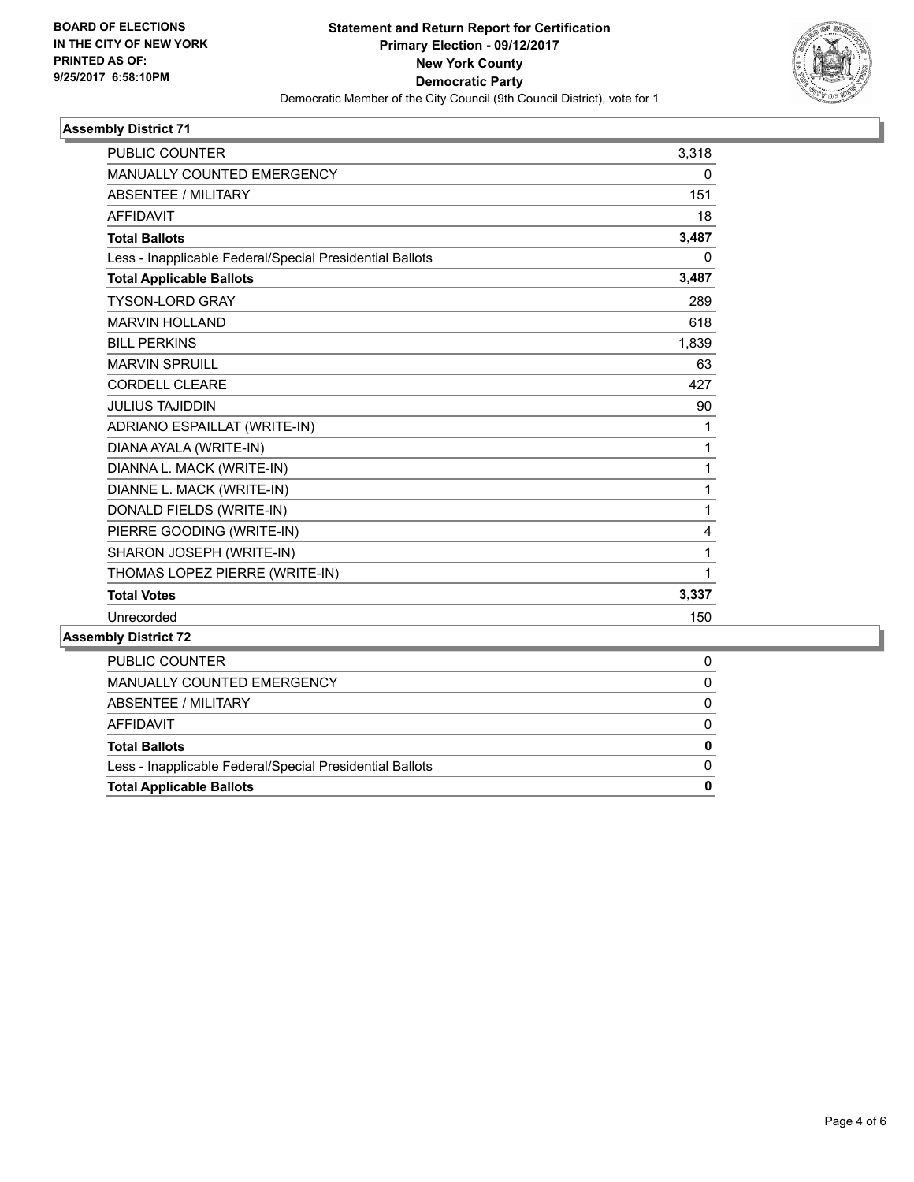**BOARD OF ELECTIONS IN THE CITY OF NEW YORK PRINTED AS OF: 9/25/2017 6:58:10PM**

**Statement and Return Report for Certification**
**Primary Election - 09/12/2017**
**New York County**
**Democratic Party**
Democratic Member of the City Council (9th Council District), vote for 1

### Assembly District 71

| | |
|---|---|
| PUBLIC COUNTER | 3,318 |
| MANUALLY COUNTED EMERGENCY | 0 |
| ABSENTEE / MILITARY | 151 |
| AFFIDAVIT | 18 |
| **Total Ballots** | **3,487** |
| Less - Inapplicable Federal/Special Presidential Ballots | 0 |
| **Total Applicable Ballots** | **3,487** |
| TYSON-LORD GRAY | 289 |
| MARVIN HOLLAND | 618 |
| BILL PERKINS | 1,839 |
| MARVIN SPRUILL | 63 |
| CORDELL CLEARE | 427 |
| JULIUS TAJIDDIN | 90 |
| ADRIANO ESPAILLAT (WRITE-IN) | 1 |
| DIANA AYALA (WRITE-IN) | 1 |
| DIANNA L. MACK (WRITE-IN) | 1 |
| DIANNE L. MACK (WRITE-IN) | 1 |
| DONALD FIELDS (WRITE-IN) | 1 |
| PIERRE GOODING (WRITE-IN) | 4 |
| SHARON JOSEPH (WRITE-IN) | 1 |
| THOMAS LOPEZ PIERRE (WRITE-IN) | 1 |
| **Total Votes** | **3,337** |
| Unrecorded | 150 |

### Assembly District 72

| | |
|---|---|
| PUBLIC COUNTER | 0 |
| MANUALLY COUNTED EMERGENCY | 0 |
| ABSENTEE / MILITARY | 0 |
| AFFIDAVIT | 0 |
| **Total Ballots** | **0** |
| Less - Inapplicable Federal/Special Presidential Ballots | 0 |
| **Total Applicable Ballots** | **0** |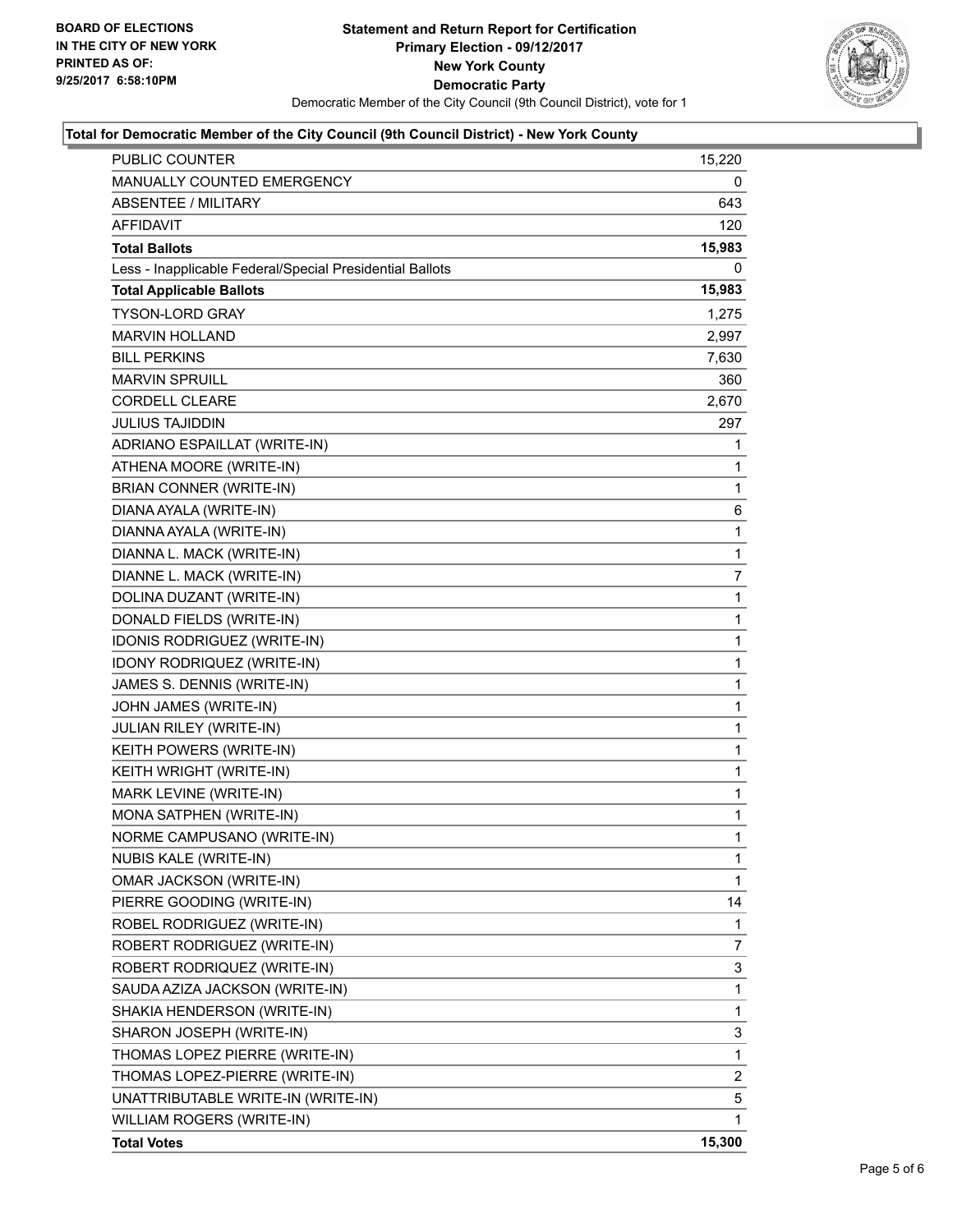BOARD OF ELECTIONS
IN THE CITY OF NEW YORK
PRINTED AS OF:
9/25/2017 6:58:10PM

**Statement and Return Report for Certification**
**Primary Election - 09/12/2017**
**New York County**
**Democratic Party**
Democratic Member of the City Council (9th Council District), vote for 1

### Total for Democratic Member of the City Council (9th Council District) - New York County

| | |
|---|---|
| PUBLIC COUNTER | 15,220 |
| MANUALLY COUNTED EMERGENCY | 0 |
| ABSENTEE / MILITARY | 643 |
| AFFIDAVIT | 120 |
| **Total Ballots** | **15,983** |
| Less - Inapplicable Federal/Special Presidential Ballots | 0 |
| **Total Applicable Ballots** | **15,983** |
| TYSON-LORD GRAY | 1,275 |
| MARVIN HOLLAND | 2,997 |
| BILL PERKINS | 7,630 |
| MARVIN SPRUILL | 360 |
| CORDELL CLEARE | 2,670 |
| JULIUS TAJIDDIN | 297 |
| ADRIANO ESPAILLAT (WRITE-IN) | 1 |
| ATHENA MOORE (WRITE-IN) | 1 |
| BRIAN CONNER (WRITE-IN) | 1 |
| DIANA AYALA (WRITE-IN) | 6 |
| DIANNA AYALA (WRITE-IN) | 1 |
| DIANNA L. MACK (WRITE-IN) | 1 |
| DIANNE L. MACK (WRITE-IN) | 7 |
| DOLINA DUZANT (WRITE-IN) | 1 |
| DONALD FIELDS (WRITE-IN) | 1 |
| IDONIS RODRIGUEZ (WRITE-IN) | 1 |
| IDONY RODRIQUEZ (WRITE-IN) | 1 |
| JAMES S. DENNIS (WRITE-IN) | 1 |
| JOHN JAMES (WRITE-IN) | 1 |
| JULIAN RILEY (WRITE-IN) | 1 |
| KEITH POWERS (WRITE-IN) | 1 |
| KEITH WRIGHT (WRITE-IN) | 1 |
| MARK LEVINE (WRITE-IN) | 1 |
| MONA SATPHEN (WRITE-IN) | 1 |
| NORME CAMPUSANO (WRITE-IN) | 1 |
| NUBIS KALE (WRITE-IN) | 1 |
| OMAR JACKSON (WRITE-IN) | 1 |
| PIERRE GOODING (WRITE-IN) | 14 |
| ROBEL RODRIGUEZ (WRITE-IN) | 1 |
| ROBERT RODRIGUEZ (WRITE-IN) | 7 |
| ROBERT RODRIQUEZ (WRITE-IN) | 3 |
| SAUDA AZIZA JACKSON (WRITE-IN) | 1 |
| SHAKIA HENDERSON (WRITE-IN) | 1 |
| SHARON JOSEPH (WRITE-IN) | 3 |
| THOMAS LOPEZ PIERRE (WRITE-IN) | 1 |
| THOMAS LOPEZ-PIERRE (WRITE-IN) | 2 |
| UNATTRIBUTABLE WRITE-IN (WRITE-IN) | 5 |
| WILLIAM ROGERS (WRITE-IN) | 1 |
| **Total Votes** | **15,300** |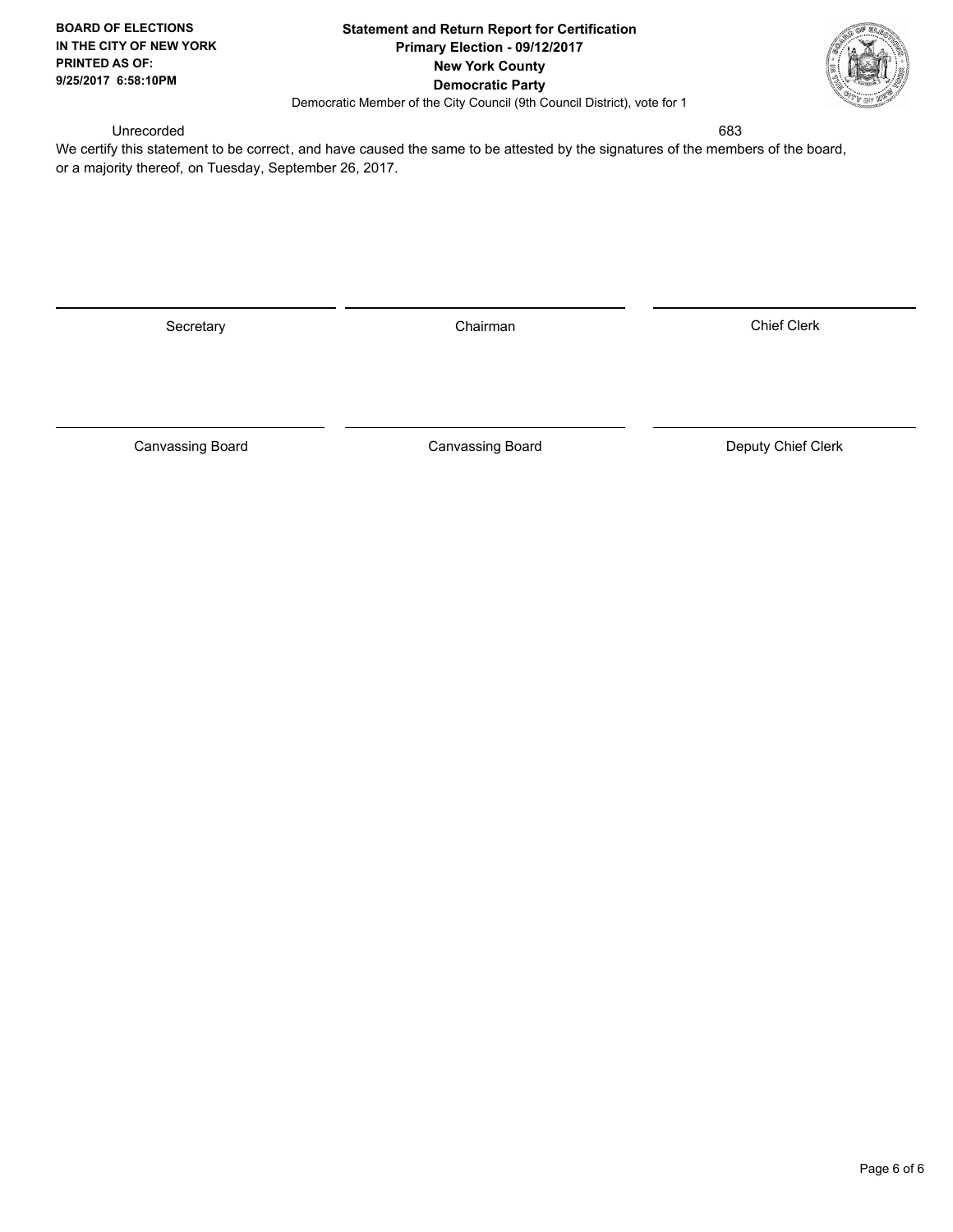**BOARD OF ELECTIONS**
**IN THE CITY OF NEW YORK**
**PRINTED AS OF:**
**9/25/2017 6:58:10PM**

**Statement and Return Report for Certification**
**Primary Election - 09/12/2017**
**New York County**
**Democratic Party**
Democratic Member of the City Council (9th Council District), vote for 1

| | |
|---|---|
| Unrecorded | 683 |

We certify this statement to be correct, and have caused the same to be attested by the signatures of the members of the board, or a majority thereof, on Tuesday, September 26, 2017.

| | | |
|---|---|---|
| Secretary | Chairman | Chief Clerk |
| Canvassing Board | Canvassing Board | Deputy Chief Clerk |